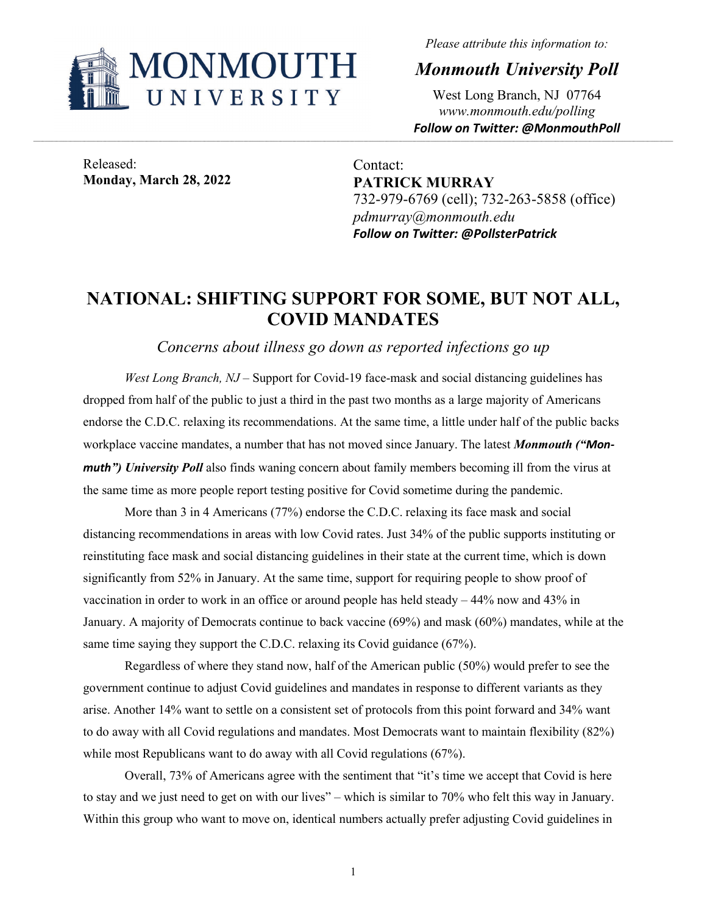*Please attribute this information to:*

***Monmouth University Poll***

West Long Branch, NJ 07764
*www.monmouth.edu/polling*
***Follow on Twitter: @MonmouthPoll***

Released:
**Monday, March 28, 2022**

Contact:
**PATRICK MURRAY**
732-979-6769 (cell); 732-263-5858 (office)
*pdmurray@monmouth.edu*
***Follow on Twitter: @PollsterPatrick***

# NATIONAL: SHIFTING SUPPORT FOR SOME, BUT NOT ALL, COVID MANDATES

*Concerns about illness go down as reported infections go up*

*West Long Branch, NJ* – Support for Covid-19 face-mask and social distancing guidelines has dropped from half of the public to just a third in the past two months as a large majority of Americans endorse the C.D.C. relaxing its recommendations. At the same time, a little under half of the public backs workplace vaccine mandates, a number that has not moved since January. The latest ***Monmouth ("Mon-muth") University Poll*** also finds waning concern about family members becoming ill from the virus at the same time as more people report testing positive for Covid sometime during the pandemic.

More than 3 in 4 Americans (77%) endorse the C.D.C. relaxing its face mask and social distancing recommendations in areas with low Covid rates. Just 34% of the public supports instituting or reinstituting face mask and social distancing guidelines in their state at the current time, which is down significantly from 52% in January. At the same time, support for requiring people to show proof of vaccination in order to work in an office or around people has held steady – 44% now and 43% in January. A majority of Democrats continue to back vaccine (69%) and mask (60%) mandates, while at the same time saying they support the C.D.C. relaxing its Covid guidance (67%).

Regardless of where they stand now, half of the American public (50%) would prefer to see the government continue to adjust Covid guidelines and mandates in response to different variants as they arise. Another 14% want to settle on a consistent set of protocols from this point forward and 34% want to do away with all Covid regulations and mandates. Most Democrats want to maintain flexibility (82%) while most Republicans want to do away with all Covid regulations (67%).

Overall, 73% of Americans agree with the sentiment that "it's time we accept that Covid is here to stay and we just need to get on with our lives" – which is similar to 70% who felt this way in January. Within this group who want to move on, identical numbers actually prefer adjusting Covid guidelines in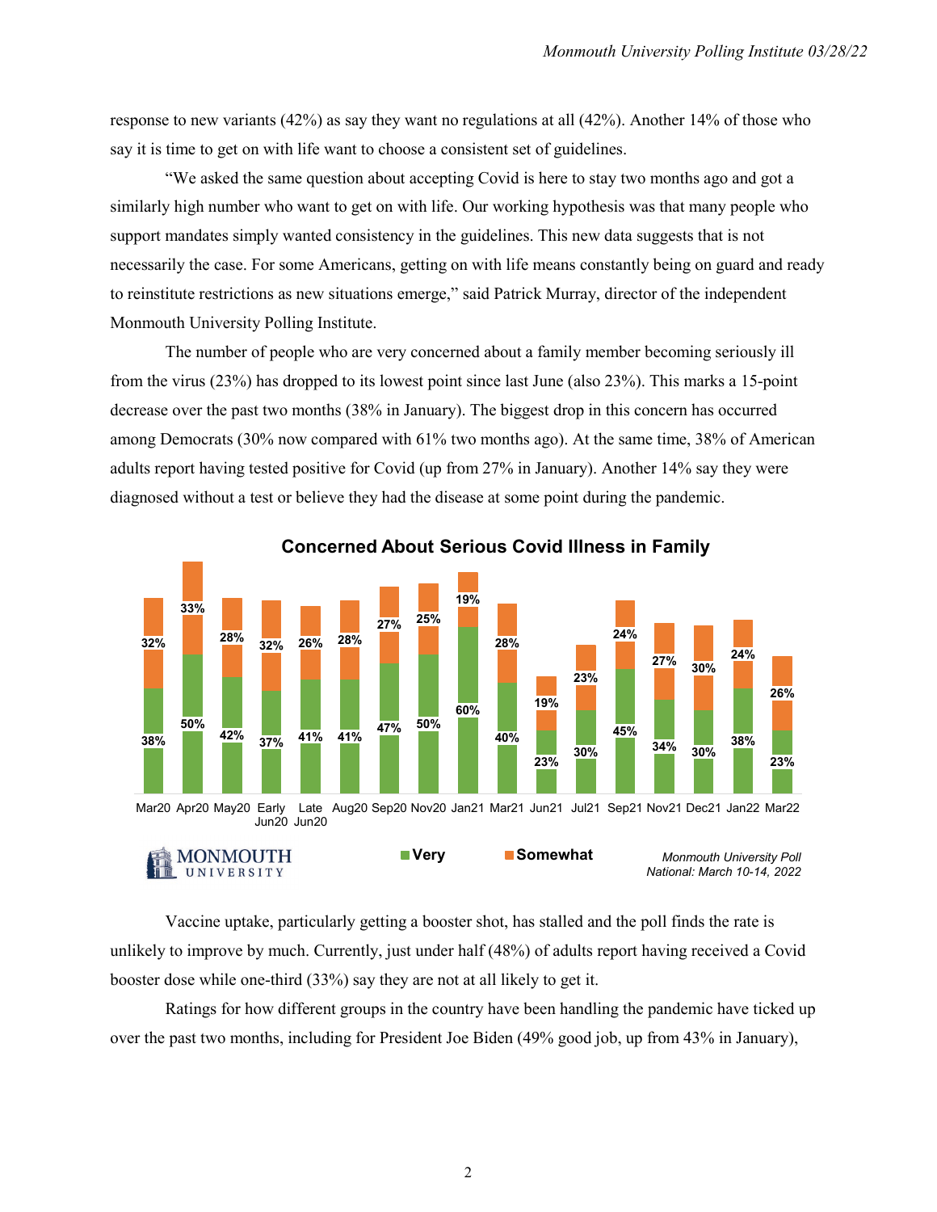response to new variants (42%) as say they want no regulations at all (42%). Another 14% of those who say it is time to get on with life want to choose a consistent set of guidelines.

"We asked the same question about accepting Covid is here to stay two months ago and got a similarly high number who want to get on with life. Our working hypothesis was that many people who support mandates simply wanted consistency in the guidelines. This new data suggests that is not necessarily the case. For some Americans, getting on with life means constantly being on guard and ready to reinstitute restrictions as new situations emerge," said Patrick Murray, director of the independent Monmouth University Polling Institute.

The number of people who are very concerned about a family member becoming seriously ill from the virus (23%) has dropped to its lowest point since last June (also 23%). This marks a 15-point decrease over the past two months (38% in January). The biggest drop in this concern has occurred among Democrats (30% now compared with 61% two months ago). At the same time, 38% of American adults report having tested positive for Covid (up from 27% in January). Another 14% say they were diagnosed without a test or believe they had the disease at some point during the pandemic.

**Concerned About Serious Covid Illness in Family**

| | Mar20 | Apr20 | May20 | Early Jun20 | Late Jun20 | Aug20 | Sep20 | Nov20 | Jan21 | Mar21 | Jun21 | Jul21 | Sep21 | Nov21 | Dec21 | Jan22 | Mar22 |
|---|---|---|---|---|---|---|---|---|---|---|---|---|---|---|---|---|---|
| Very | 38% | 50% | 42% | 37% | 41% | 41% | 47% | 50% | 60% | 40% | 23% | 30% | 45% | 34% | 30% | 38% | 23% |
| Somewhat | 32% | 33% | 28% | 32% | 26% | 28% | 27% | 25% | 19% | 28% | 19% | 23% | 24% | 27% | 30% | 24% | 26% |

*Monmouth University Poll National: March 10-14, 2022*

Vaccine uptake, particularly getting a booster shot, has stalled and the poll finds the rate is unlikely to improve by much. Currently, just under half (48%) of adults report having received a Covid booster dose while one-third (33%) say they are not at all likely to get it.

Ratings for how different groups in the country have been handling the pandemic have ticked up over the past two months, including for President Joe Biden (49% good job, up from 43% in January),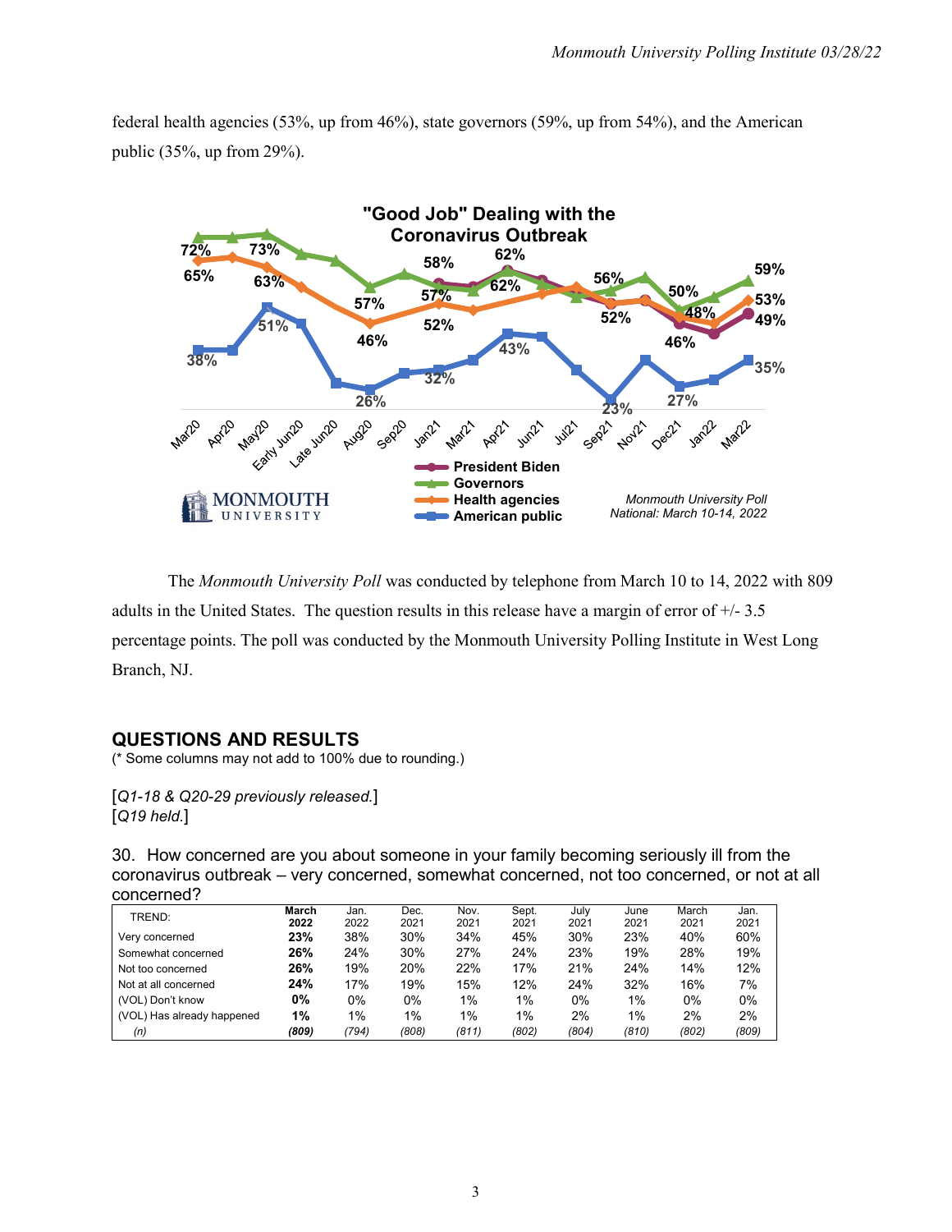federal health agencies (53%, up from 46%), state governors (59%, up from 54%), and the American public (35%, up from 29%).

The *Monmouth University Poll* was conducted by telephone from March 10 to 14, 2022 with 809 adults in the United States. The question results in this release have a margin of error of +/- 3.5 percentage points. The poll was conducted by the Monmouth University Polling Institute in West Long Branch, NJ.

## QUESTIONS AND RESULTS

(* Some columns may not add to 100% due to rounding.)

[*Q1-18 & Q20-29 previously released.*]
[*Q19 held.*]

30. How concerned are you about someone in your family becoming seriously ill from the coronavirus outbreak – very concerned, somewhat concerned, not too concerned, or not at all concerned?

| TREND: | **March 2022** | Jan. 2022 | Dec. 2021 | Nov. 2021 | Sept. 2021 | July 2021 | June 2021 | March 2021 | Jan. 2021 |
|---|---|---|---|---|---|---|---|---|---|
| Very concerned | **23%** | 38% | 30% | 34% | 45% | 30% | 23% | 40% | 60% |
| Somewhat concerned | **26%** | 24% | 30% | 27% | 24% | 23% | 19% | 28% | 19% |
| Not too concerned | **26%** | 19% | 20% | 22% | 17% | 21% | 24% | 14% | 12% |
| Not at all concerned | **24%** | 17% | 19% | 15% | 12% | 24% | 32% | 16% | 7% |
| (VOL) Don't know | **0%** | 0% | 0% | 1% | 1% | 0% | 1% | 0% | 0% |
| (VOL) Has already happened | **1%** | 1% | 1% | 1% | 1% | 2% | 1% | 2% | 2% |
| *(n)* | ***(809)*** | *(794)* | *(808)* | *(811)* | *(802)* | *(804)* | *(810)* | *(802)* | *(809)* |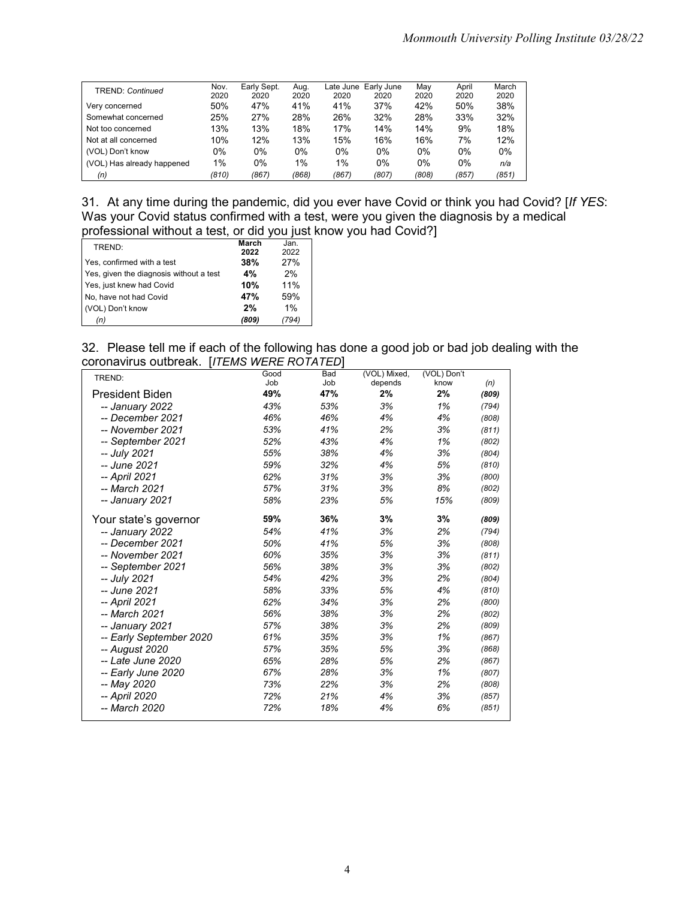| TREND: *Continued* | Nov. 2020 | Early Sept. 2020 | Aug. 2020 | Late June 2020 | Early June 2020 | May 2020 | April 2020 | March 2020 |
|---|---|---|---|---|---|---|---|---|
| Very concerned | 50% | 47% | 41% | 41% | 37% | 42% | 50% | 38% |
| Somewhat concerned | 25% | 27% | 28% | 26% | 32% | 28% | 33% | 32% |
| Not too concerned | 13% | 13% | 18% | 17% | 14% | 14% | 9% | 18% |
| Not at all concerned | 10% | 12% | 13% | 15% | 16% | 16% | 7% | 12% |
| (VOL) Don't know | 0% | 0% | 0% | 0% | 0% | 0% | 0% | 0% |
| (VOL) Has already happened | 1% | 0% | 1% | 1% | 0% | 0% | 0% | *n/a* |
| *(n)* | *(810)* | *(867)* | *(868)* | *(867)* | *(807)* | *(808)* | *(857)* | *(851)* |

31. At any time during the pandemic, did you ever have Covid or think you had Covid? [*If YES*: Was your Covid status confirmed with a test, were you given the diagnosis by a medical professional without a test, or did you just know you had Covid?]

| TREND: | **March 2022** | Jan. 2022 |
|---|---|---|
| Yes, confirmed with a test | **38%** | 27% |
| Yes, given the diagnosis without a test | **4%** | 2% |
| Yes, just knew had Covid | **10%** | 11% |
| No, have not had Covid | **47%** | 59% |
| (VOL) Don't know | **2%** | 1% |
| *(n)* | ***(809)*** | *(794)* |

32. Please tell me if each of the following has done a good job or bad job dealing with the coronavirus outbreak. [*ITEMS WERE ROTATED*]

| TREND: | Good Job | Bad Job | (VOL) Mixed, depends | (VOL) Don't know | *(n)* |
|---|---|---|---|---|---|
| President Biden | **49%** | **47%** | **2%** | **2%** | ***(809)*** |
| *-- January 2022* | *43%* | *53%* | *3%* | *1%* | *(794)* |
| *-- December 2021* | *46%* | *46%* | *4%* | *4%* | *(808)* |
| *-- November 2021* | *53%* | *41%* | *2%* | *3%* | *(811)* |
| *-- September 2021* | *52%* | *43%* | *4%* | *1%* | *(802)* |
| *-- July 2021* | *55%* | *38%* | *4%* | *3%* | *(804)* |
| *-- June 2021* | *59%* | *32%* | *4%* | *5%* | *(810)* |
| *-- April 2021* | *62%* | *31%* | *3%* | *3%* | *(800)* |
| *-- March 2021* | *57%* | *31%* | *3%* | *8%* | *(802)* |
| *-- January 2021* | *58%* | *23%* | *5%* | *15%* | *(809)* |
| Your state's governor | **59%** | **36%** | **3%** | **3%** | ***(809)*** |
| *-- January 2022* | *54%* | *41%* | *3%* | *2%* | *(794)* |
| *-- December 2021* | *50%* | *41%* | *5%* | *3%* | *(808)* |
| *-- November 2021* | *60%* | *35%* | *3%* | *3%* | *(811)* |
| *-- September 2021* | *56%* | *38%* | *3%* | *3%* | *(802)* |
| *-- July 2021* | *54%* | *42%* | *3%* | *2%* | *(804)* |
| *-- June 2021* | *58%* | *33%* | *5%* | *4%* | *(810)* |
| *-- April 2021* | *62%* | *34%* | *3%* | *2%* | *(800)* |
| *-- March 2021* | *56%* | *38%* | *3%* | *2%* | *(802)* |
| *-- January 2021* | *57%* | *38%* | *3%* | *2%* | *(809)* |
| *-- Early September 2020* | *61%* | *35%* | *3%* | *1%* | *(867)* |
| *-- August 2020* | *57%* | *35%* | *5%* | *3%* | *(868)* |
| *-- Late June 2020* | *65%* | *28%* | *5%* | *2%* | *(867)* |
| *-- Early June 2020* | *67%* | *28%* | *3%* | *1%* | *(807)* |
| *-- May 2020* | *73%* | *22%* | *3%* | *2%* | *(808)* |
| *-- April 2020* | *72%* | *21%* | *4%* | *3%* | *(857)* |
| *-- March 2020* | *72%* | *18%* | *4%* | *6%* | *(851)* |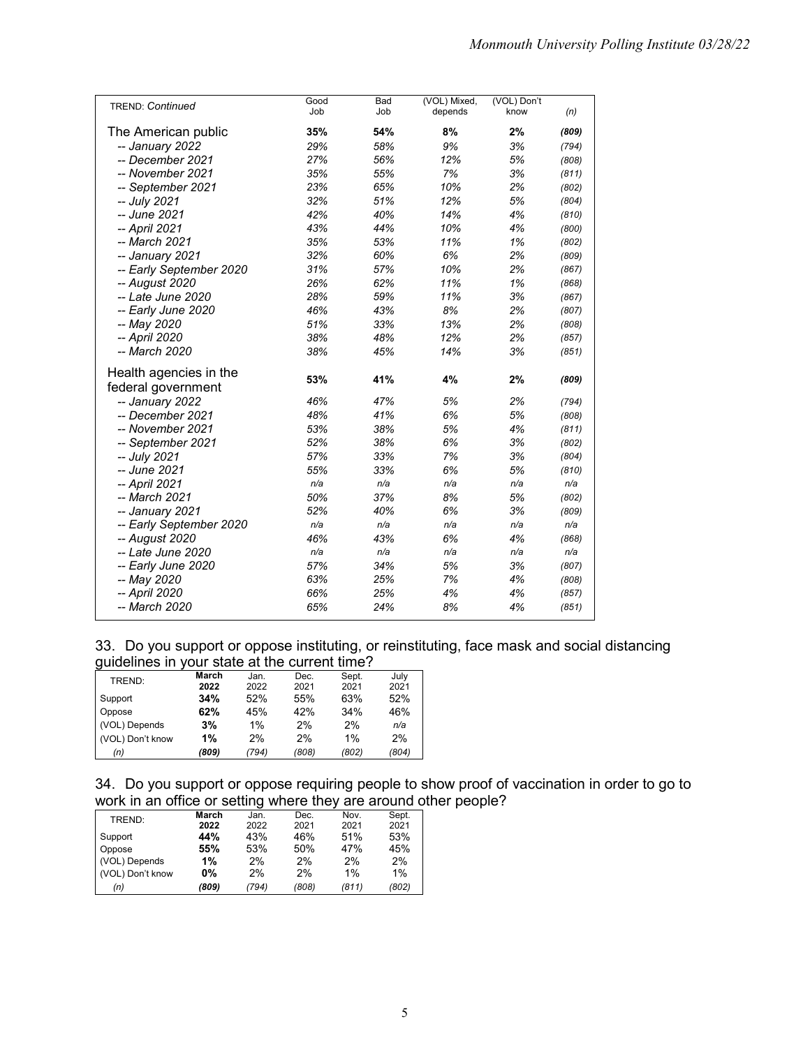| TREND: *Continued* | Good Job | Bad Job | (VOL) Mixed, depends | (VOL) Don't know | *(n)* |
|---|---|---|---|---|---|
| The American public | **35%** | **54%** | **8%** | **2%** | ***(809)*** |
| *-- January 2022* | *29%* | *58%* | *9%* | *3%* | *(794)* |
| *-- December 2021* | *27%* | *56%* | *12%* | *5%* | *(808)* |
| *-- November 2021* | *35%* | *55%* | *7%* | *3%* | *(811)* |
| *-- September 2021* | *23%* | *65%* | *10%* | *2%* | *(802)* |
| *-- July 2021* | *32%* | *51%* | *12%* | *5%* | *(804)* |
| *-- June 2021* | *42%* | *40%* | *14%* | *4%* | *(810)* |
| *-- April 2021* | *43%* | *44%* | *10%* | *4%* | *(800)* |
| *-- March 2021* | *35%* | *53%* | *11%* | *1%* | *(802)* |
| *-- January 2021* | *32%* | *60%* | *6%* | *2%* | *(809)* |
| *-- Early September 2020* | *31%* | *57%* | *10%* | *2%* | *(867)* |
| *-- August 2020* | *26%* | *62%* | *11%* | *1%* | *(868)* |
| *-- Late June 2020* | *28%* | *59%* | *11%* | *3%* | *(867)* |
| *-- Early June 2020* | *46%* | *43%* | *8%* | *2%* | *(807)* |
| *-- May 2020* | *51%* | *33%* | *13%* | *2%* | *(808)* |
| *-- April 2020* | *38%* | *48%* | *12%* | *2%* | *(857)* |
| *-- March 2020* | *38%* | *45%* | *14%* | *3%* | *(851)* |
| Health agencies in the federal government | **53%** | **41%** | **4%** | **2%** | ***(809)*** |
| *-- January 2022* | *46%* | *47%* | *5%* | *2%* | *(794)* |
| *-- December 2021* | *48%* | *41%* | *6%* | *5%* | *(808)* |
| *-- November 2021* | *53%* | *38%* | *5%* | *4%* | *(811)* |
| *-- September 2021* | *52%* | *38%* | *6%* | *3%* | *(802)* |
| *-- July 2021* | *57%* | *33%* | *7%* | *3%* | *(804)* |
| *-- June 2021* | *55%* | *33%* | *6%* | *5%* | *(810)* |
| *-- April 2021* | *n/a* | *n/a* | *n/a* | *n/a* | *n/a* |
| *-- March 2021* | *50%* | *37%* | *8%* | *5%* | *(802)* |
| *-- January 2021* | *52%* | *40%* | *6%* | *3%* | *(809)* |
| *-- Early September 2020* | *n/a* | *n/a* | *n/a* | *n/a* | *n/a* |
| *-- August 2020* | *46%* | *43%* | *6%* | *4%* | *(868)* |
| *-- Late June 2020* | *n/a* | *n/a* | *n/a* | *n/a* | *n/a* |
| *-- Early June 2020* | *57%* | *34%* | *5%* | *3%* | *(807)* |
| *-- May 2020* | *63%* | *25%* | *7%* | *4%* | *(808)* |
| *-- April 2020* | *66%* | *25%* | *4%* | *4%* | *(857)* |
| *-- March 2020* | *65%* | *24%* | *8%* | *4%* | *(851)* |

33. Do you support or oppose instituting, or reinstituting, face mask and social distancing guidelines in your state at the current time?

| TREND: | **March 2022** | Jan. 2022 | Dec. 2021 | Sept. 2021 | July 2021 |
|---|---|---|---|---|---|
| Support | **34%** | 52% | 55% | 63% | 52% |
| Oppose | **62%** | 45% | 42% | 34% | 46% |
| (VOL) Depends | **3%** | 1% | 2% | 2% | *n/a* |
| (VOL) Don't know | **1%** | 2% | 2% | 1% | 2% |
| *(n)* | ***(809)*** | *(794)* | *(808)* | *(802)* | *(804)* |

34. Do you support or oppose requiring people to show proof of vaccination in order to go to work in an office or setting where they are around other people?

| TREND: | **March 2022** | Jan. 2022 | Dec. 2021 | Nov. 2021 | Sept. 2021 |
|---|---|---|---|---|---|
| Support | **44%** | 43% | 46% | 51% | 53% |
| Oppose | **55%** | 53% | 50% | 47% | 45% |
| (VOL) Depends | **1%** | 2% | 2% | 2% | 2% |
| (VOL) Don't know | **0%** | 2% | 2% | 1% | 1% |
| *(n)* | ***(809)*** | *(794)* | *(808)* | *(811)* | *(802)* |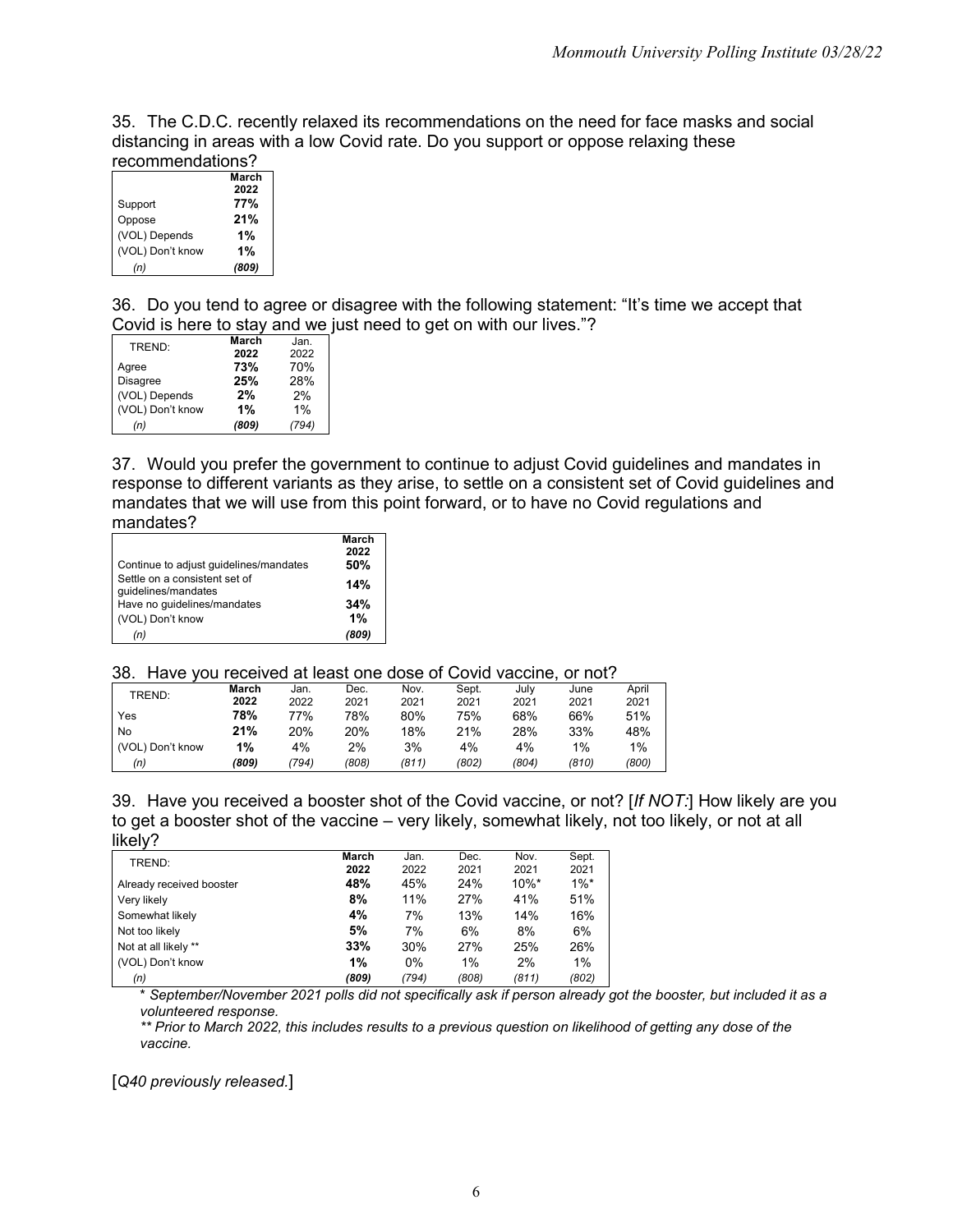35. The C.D.C. recently relaxed its recommendations on the need for face masks and social distancing in areas with a low Covid rate. Do you support or oppose relaxing these recommendations?

| | **March 2022** |
|---|---|
| Support | **77%** |
| Oppose | **21%** |
| (VOL) Depends | **1%** |
| (VOL) Don't know | **1%** |
| *(n)* | ***(809)*** |

36. Do you tend to agree or disagree with the following statement: "It's time we accept that Covid is here to stay and we just need to get on with our lives."?

| TREND: | **March 2022** | Jan. 2022 |
|---|---|---|
| Agree | **73%** | 70% |
| Disagree | **25%** | 28% |
| (VOL) Depends | **2%** | 2% |
| (VOL) Don't know | **1%** | 1% |
| *(n)* | ***(809)*** | *(794)* |

37. Would you prefer the government to continue to adjust Covid guidelines and mandates in response to different variants as they arise, to settle on a consistent set of Covid guidelines and mandates that we will use from this point forward, or to have no Covid regulations and mandates?

| | **March 2022** |
|---|---|
| Continue to adjust guidelines/mandates | **50%** |
| Settle on a consistent set of guidelines/mandates | **14%** |
| Have no guidelines/mandates | **34%** |
| (VOL) Don't know | **1%** |
| *(n)* | ***(809)*** |

38. Have you received at least one dose of Covid vaccine, or not?

| TREND: | **March 2022** | Jan. 2022 | Dec. 2021 | Nov. 2021 | Sept. 2021 | July 2021 | June 2021 | April 2021 |
|---|---|---|---|---|---|---|---|---|
| Yes | **78%** | 77% | 78% | 80% | 75% | 68% | 66% | 51% |
| No | **21%** | 20% | 20% | 18% | 21% | 28% | 33% | 48% |
| (VOL) Don't know | **1%** | 4% | 2% | 3% | 4% | 4% | 1% | 1% |
| *(n)* | ***(809)*** | *(794)* | *(808)* | *(811)* | *(802)* | *(804)* | *(810)* | *(800)* |

39. Have you received a booster shot of the Covid vaccine, or not? [*If NOT:*] How likely are you to get a booster shot of the vaccine – very likely, somewhat likely, not too likely, or not at all likely?

| TREND: | **March 2022** | Jan. 2022 | Dec. 2021 | Nov. 2021 | Sept. 2021 |
|---|---|---|---|---|---|
| Already received booster | **48%** | 45% | 24% | 10%* | 1%* |
| Very likely | **8%** | 11% | 27% | 41% | 51% |
| Somewhat likely | **4%** | 7% | 13% | 14% | 16% |
| Not too likely | **5%** | 7% | 6% | 8% | 6% |
| Not at all likely ** | **33%** | 30% | 27% | 25% | 26% |
| (VOL) Don't know | **1%** | 0% | 1% | 2% | 1% |
| *(n)* | ***(809)*** | *(794)* | *(808)* | *(811)* | *(802)* |

*\* September/November 2021 polls did not specifically ask if person already got the booster, but included it as a volunteered response.*

*\*\* Prior to March 2022, this includes results to a previous question on likelihood of getting any dose of the vaccine.*

[*Q40 previously released.*]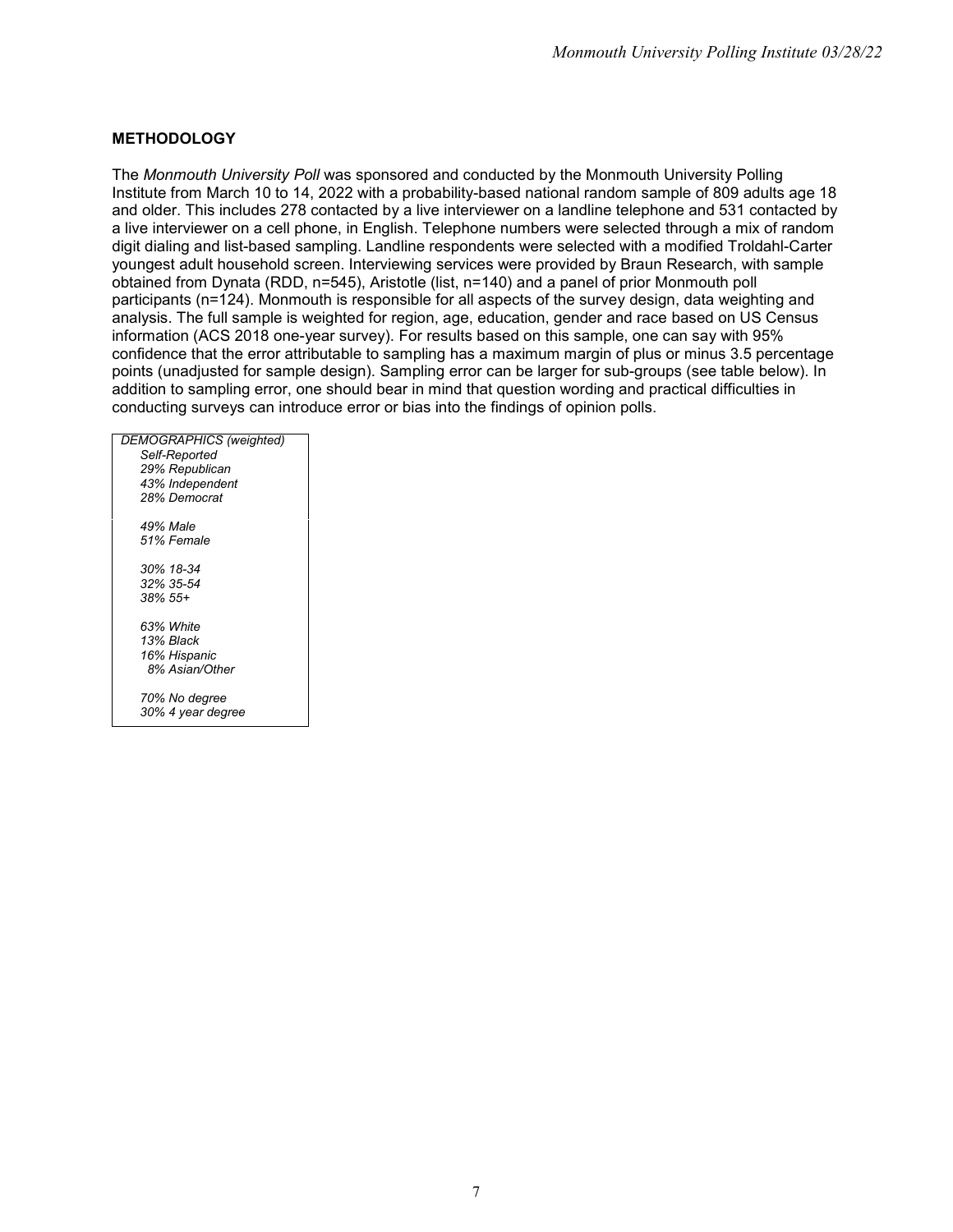## METHODOLOGY

The *Monmouth University Poll* was sponsored and conducted by the Monmouth University Polling Institute from March 10 to 14, 2022 with a probability-based national random sample of 809 adults age 18 and older. This includes 278 contacted by a live interviewer on a landline telephone and 531 contacted by a live interviewer on a cell phone, in English. Telephone numbers were selected through a mix of random digit dialing and list-based sampling. Landline respondents were selected with a modified Troldahl-Carter youngest adult household screen. Interviewing services were provided by Braun Research, with sample obtained from Dynata (RDD, n=545), Aristotle (list, n=140) and a panel of prior Monmouth poll participants (n=124). Monmouth is responsible for all aspects of the survey design, data weighting and analysis. The full sample is weighted for region, age, education, gender and race based on US Census information (ACS 2018 one-year survey). For results based on this sample, one can say with 95% confidence that the error attributable to sampling has a maximum margin of plus or minus 3.5 percentage points (unadjusted for sample design). Sampling error can be larger for sub-groups (see table below). In addition to sampling error, one should bear in mind that question wording and practical difficulties in conducting surveys can introduce error or bias into the findings of opinion polls.

| *DEMOGRAPHICS (weighted)* |
|---|
| *Self-Reported* |
| *29% Republican* |
| *43% Independent* |
| *28% Democrat* |
| |
| *49% Male* |
| *51% Female* |
| |
| *30% 18-34* |
| *32% 35-54* |
| *38% 55+* |
| |
| *63% White* |
| *13% Black* |
| *16% Hispanic* |
| *8% Asian/Other* |
| |
| *70% No degree* |
| *30% 4 year degree* |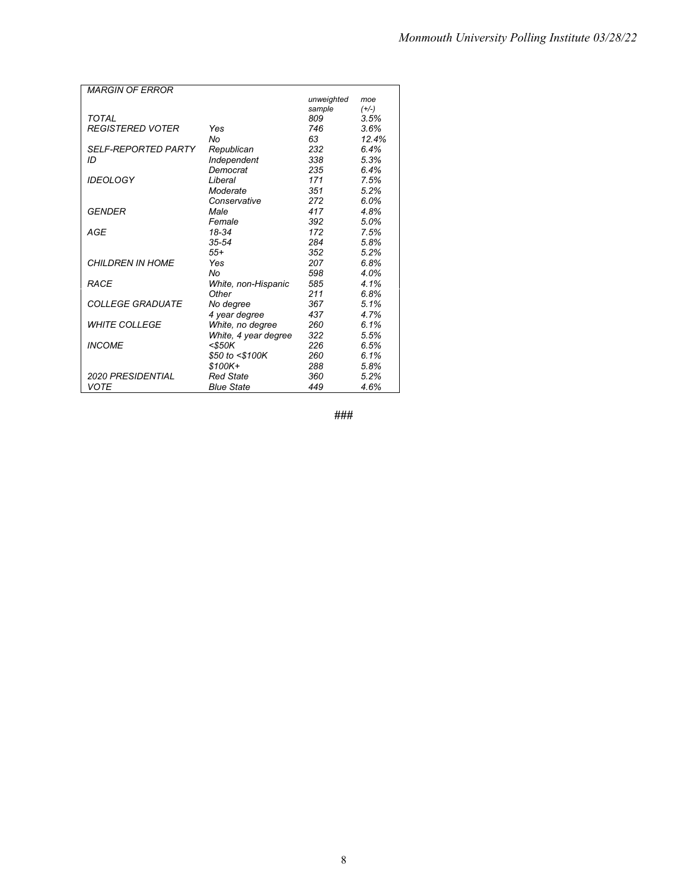| *MARGIN OF ERROR* | | *unweighted sample* | *moe (+/-)* |
|---|---|---|---|
| *TOTAL* | | *809* | *3.5%* |
| *REGISTERED VOTER* | *Yes* | *746* | *3.6%* |
| | *No* | *63* | *12.4%* |
| *SELF-REPORTED PARTY ID* | *Republican* | *232* | *6.4%* |
| | *Independent* | *338* | *5.3%* |
| | *Democrat* | *235* | *6.4%* |
| *IDEOLOGY* | *Liberal* | *171* | *7.5%* |
| | *Moderate* | *351* | *5.2%* |
| | *Conservative* | *272* | *6.0%* |
| *GENDER* | *Male* | *417* | *4.8%* |
| | *Female* | *392* | *5.0%* |
| *AGE* | *18-34* | *172* | *7.5%* |
| | *35-54* | *284* | *5.8%* |
| | *55+* | *352* | *5.2%* |
| *CHILDREN IN HOME* | *Yes* | *207* | *6.8%* |
| | *No* | *598* | *4.0%* |
| *RACE* | *White, non-Hispanic* | *585* | *4.1%* |
| | *Other* | *211* | *6.8%* |
| *COLLEGE GRADUATE* | *No degree* | *367* | *5.1%* |
| | *4 year degree* | *437* | *4.7%* |
| *WHITE COLLEGE* | *White, no degree* | *260* | *6.1%* |
| | *White, 4 year degree* | *322* | *5.5%* |
| *INCOME* | *<$50K* | *226* | *6.5%* |
| | *$50 to <$100K* | *260* | *6.1%* |
| | *$100K+* | *288* | *5.8%* |
| *2020 PRESIDENTIAL VOTE* | *Red State* | *360* | *5.2%* |
| | *Blue State* | *449* | *4.6%* |

###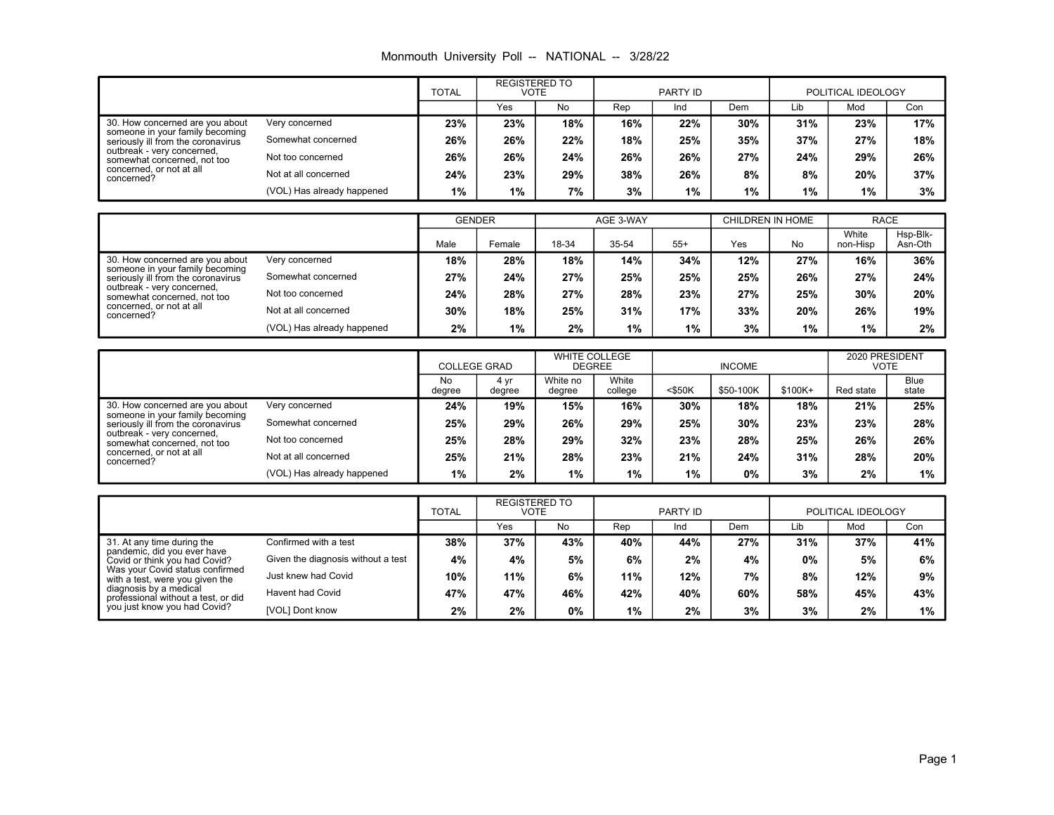Monmouth University Poll -- NATIONAL -- 3/28/22

| | | TOTAL | REGISTERED TO VOTE | | PARTY ID | | | POLITICAL IDEOLOGY | | |
|---|---|---|---|---|---|---|---|---|---|---|
| | | | Yes | No | Rep | Ind | Dem | Lib | Mod | Con |
| 30. How concerned are you about someone in your family becoming seriously ill from the coronavirus outbreak - very concerned, somewhat concerned, not too concerned, or not at all concerned? | Very concerned | 23% | 23% | 18% | 16% | 22% | 30% | 31% | 23% | 17% |
| | Somewhat concerned | 26% | 26% | 22% | 18% | 25% | 35% | 37% | 27% | 18% |
| | Not too concerned | 26% | 26% | 24% | 26% | 26% | 27% | 24% | 29% | 26% |
| | Not at all concerned | 24% | 23% | 29% | 38% | 26% | 8% | 8% | 20% | 37% |
| | (VOL) Has already happened | 1% | 1% | 7% | 3% | 1% | 1% | 1% | 1% | 3% |

| | | GENDER | | AGE 3-WAY | | | CHILDREN IN HOME | | RACE | |
|---|---|---|---|---|---|---|---|---|---|---|
| | | Male | Female | 18-34 | 35-54 | 55+ | Yes | No | White non-Hisp | Hsp-Blk-Asn-Oth |
| 30. How concerned are you about someone in your family becoming seriously ill from the coronavirus outbreak - very concerned, somewhat concerned, not too concerned, or not at all concerned? | Very concerned | 18% | 28% | 18% | 14% | 34% | 12% | 27% | 16% | 36% |
| | Somewhat concerned | 27% | 24% | 27% | 25% | 25% | 25% | 26% | 27% | 24% |
| | Not too concerned | 24% | 28% | 27% | 28% | 23% | 27% | 25% | 30% | 20% |
| | Not at all concerned | 30% | 18% | 25% | 31% | 17% | 33% | 20% | 26% | 19% |
| | (VOL) Has already happened | 2% | 1% | 2% | 1% | 1% | 3% | 1% | 1% | 2% |

| | | COLLEGE GRAD | | WHITE COLLEGE DEGREE | | INCOME | | | 2020 PRESIDENT VOTE | |
|---|---|---|---|---|---|---|---|---|---|---|
| | | No degree | 4 yr degree | White no degree | White college | <$50K | $50-100K | $100K+ | Red state | Blue state |
| 30. How concerned are you about someone in your family becoming seriously ill from the coronavirus outbreak - very concerned, somewhat concerned, not too concerned, or not at all concerned? | Very concerned | 24% | 19% | 15% | 16% | 30% | 18% | 18% | 21% | 25% |
| | Somewhat concerned | 25% | 29% | 26% | 29% | 25% | 30% | 23% | 23% | 28% |
| | Not too concerned | 25% | 28% | 29% | 32% | 23% | 28% | 25% | 26% | 26% |
| | Not at all concerned | 25% | 21% | 28% | 23% | 21% | 24% | 31% | 28% | 20% |
| | (VOL) Has already happened | 1% | 2% | 1% | 1% | 1% | 0% | 3% | 2% | 1% |

| | | TOTAL | REGISTERED TO VOTE | | PARTY ID | | | POLITICAL IDEOLOGY | | |
|---|---|---|---|---|---|---|---|---|---|---|
| | | | Yes | No | Rep | Ind | Dem | Lib | Mod | Con |
| 31. At any time during the pandemic, did you ever have Covid or think you had Covid? Was your Covid status confirmed with a test, were you given the diagnosis by a medical professional without a test, or did you just know you had Covid? | Confirmed with a test | 38% | 37% | 43% | 40% | 44% | 27% | 31% | 37% | 41% |
| | Given the diagnosis without a test | 4% | 4% | 5% | 6% | 2% | 4% | 0% | 5% | 6% |
| | Just knew had Covid | 10% | 11% | 6% | 11% | 12% | 7% | 8% | 12% | 9% |
| | Havent had Covid | 47% | 47% | 46% | 42% | 40% | 60% | 58% | 45% | 43% |
| | [VOL] Dont know | 2% | 2% | 0% | 1% | 2% | 3% | 3% | 2% | 1% |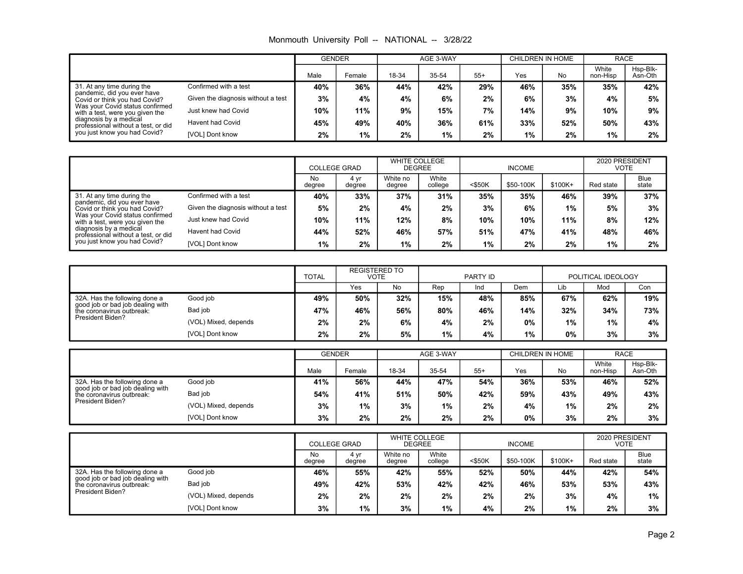Monmouth University Poll -- NATIONAL -- 3/28/22

| | | GENDER | | AGE 3-WAY | | | CHILDREN IN HOME | | RACE | |
|---|---|---|---|---|---|---|---|---|---|---|
| | | Male | Female | 18-34 | 35-54 | 55+ | Yes | No | White non-Hisp | Hsp-Blk-Asn-Oth |
| 31. At any time during the pandemic, did you ever have Covid or think you had Covid? Was your Covid status confirmed with a test, were you given the diagnosis by a medical professional without a test, or did you just know you had Covid? | Confirmed with a test | 40% | 36% | 44% | 42% | 29% | 46% | 35% | 35% | 42% |
| | Given the diagnosis without a test | 3% | 4% | 4% | 6% | 2% | 6% | 3% | 4% | 5% |
| | Just knew had Covid | 10% | 11% | 9% | 15% | 7% | 14% | 9% | 10% | 9% |
| | Havent had Covid | 45% | 49% | 40% | 36% | 61% | 33% | 52% | 50% | 43% |
| | [VOL] Dont know | 2% | 1% | 2% | 1% | 2% | 1% | 2% | 1% | 2% |

| | | COLLEGE GRAD | | WHITE COLLEGE DEGREE | | INCOME | | | 2020 PRESIDENT VOTE | |
|---|---|---|---|---|---|---|---|---|---|---|
| | | No degree | 4 yr degree | White no degree | White college | <$50K | $50-100K | $100K+ | Red state | Blue state |
| 31. At any time during the pandemic, did you ever have Covid or think you had Covid? Was your Covid status confirmed with a test, were you given the diagnosis by a medical professional without a test, or did you just know you had Covid? | Confirmed with a test | 40% | 33% | 37% | 31% | 35% | 35% | 46% | 39% | 37% |
| | Given the diagnosis without a test | 5% | 2% | 4% | 2% | 3% | 6% | 1% | 5% | 3% |
| | Just knew had Covid | 10% | 11% | 12% | 8% | 10% | 10% | 11% | 8% | 12% |
| | Havent had Covid | 44% | 52% | 46% | 57% | 51% | 47% | 41% | 48% | 46% |
| | [VOL] Dont know | 1% | 2% | 1% | 2% | 1% | 2% | 2% | 1% | 2% |

| | | TOTAL | REGISTERED TO VOTE | | PARTY ID | | | POLITICAL IDEOLOGY | | |
|---|---|---|---|---|---|---|---|---|---|---|
| | | | Yes | No | Rep | Ind | Dem | Lib | Mod | Con |
| 32A. Has the following done a good job or bad job dealing with the coronavirus outbreak: President Biden? | Good job | 49% | 50% | 32% | 15% | 48% | 85% | 67% | 62% | 19% |
| | Bad job | 47% | 46% | 56% | 80% | 46% | 14% | 32% | 34% | 73% |
| | (VOL) Mixed, depends | 2% | 2% | 6% | 4% | 2% | 0% | 1% | 1% | 4% |
| | [VOL] Dont know | 2% | 2% | 5% | 1% | 4% | 1% | 0% | 3% | 3% |

| | | GENDER | | AGE 3-WAY | | | CHILDREN IN HOME | | RACE | |
|---|---|---|---|---|---|---|---|---|---|---|
| | | Male | Female | 18-34 | 35-54 | 55+ | Yes | No | White non-Hisp | Hsp-Blk-Asn-Oth |
| 32A. Has the following done a good job or bad job dealing with the coronavirus outbreak: President Biden? | Good job | 41% | 56% | 44% | 47% | 54% | 36% | 53% | 46% | 52% |
| | Bad job | 54% | 41% | 51% | 50% | 42% | 59% | 43% | 49% | 43% |
| | (VOL) Mixed, depends | 3% | 1% | 3% | 1% | 2% | 4% | 1% | 2% | 2% |
| | [VOL] Dont know | 3% | 2% | 2% | 2% | 2% | 0% | 3% | 2% | 3% |

| | | COLLEGE GRAD | | WHITE COLLEGE DEGREE | | INCOME | | | 2020 PRESIDENT VOTE | |
|---|---|---|---|---|---|---|---|---|---|---|
| | | No degree | 4 yr degree | White no degree | White college | <$50K | $50-100K | $100K+ | Red state | Blue state |
| 32A. Has the following done a good job or bad job dealing with the coronavirus outbreak: President Biden? | Good job | 46% | 55% | 42% | 55% | 52% | 50% | 44% | 42% | 54% |
| | Bad job | 49% | 42% | 53% | 42% | 42% | 46% | 53% | 53% | 43% |
| | (VOL) Mixed, depends | 2% | 2% | 2% | 2% | 2% | 2% | 3% | 4% | 1% |
| | [VOL] Dont know | 3% | 1% | 3% | 1% | 4% | 2% | 1% | 2% | 3% |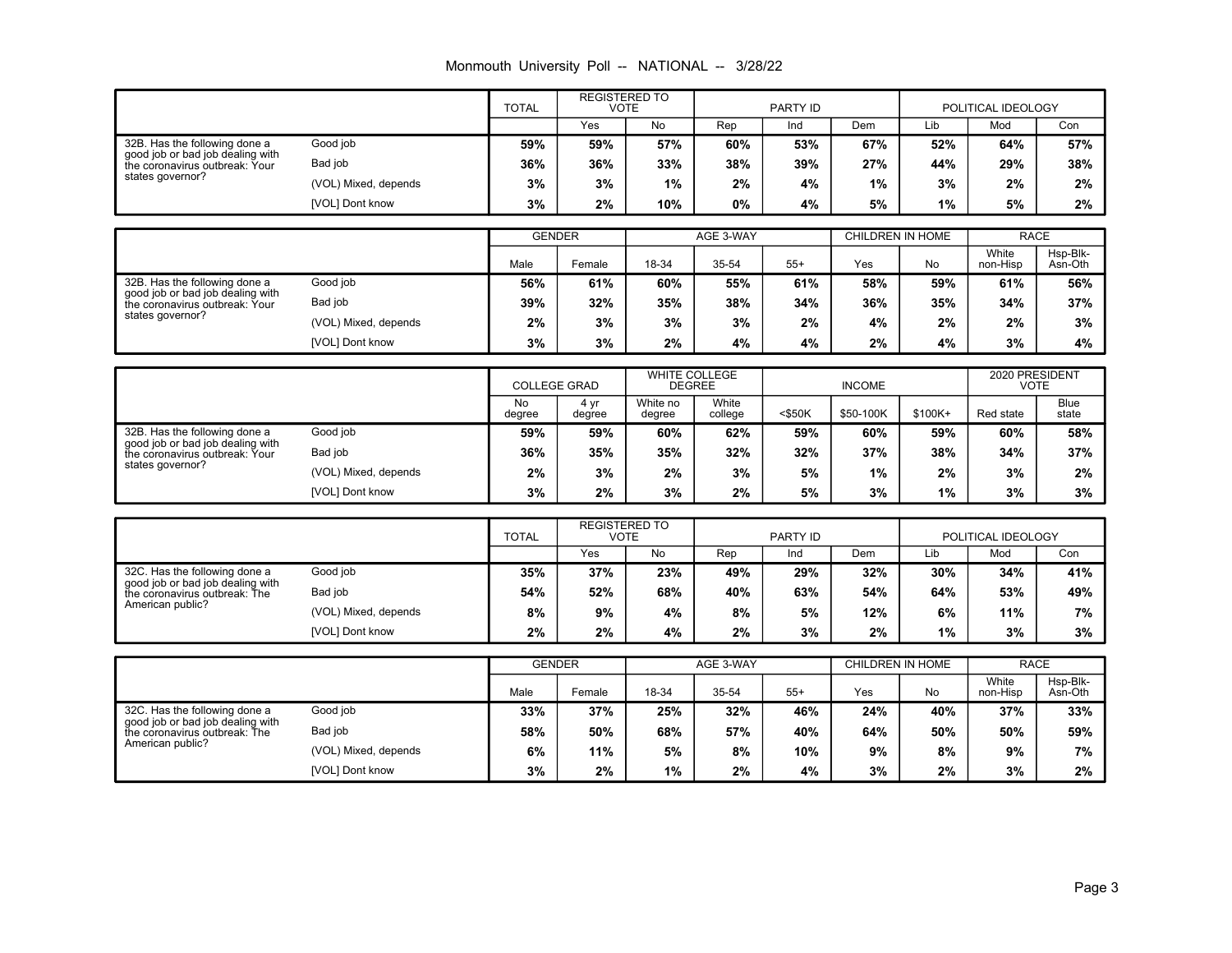Monmouth University Poll -- NATIONAL -- 3/28/22

| | | TOTAL | REGISTERED TO VOTE | | PARTY ID | | | POLITICAL IDEOLOGY | | |
|---|---|---|---|---|---|---|---|---|---|---|
| | | | Yes | No | Rep | Ind | Dem | Lib | Mod | Con |
| 32B. Has the following done a good job or bad job dealing with the coronavirus outbreak: Your states governor? | Good job | **59%** | **59%** | **57%** | **60%** | **53%** | **67%** | **52%** | **64%** | **57%** |
| | Bad job | **36%** | **36%** | **33%** | **38%** | **39%** | **27%** | **44%** | **29%** | **38%** |
| | (VOL) Mixed, depends | **3%** | **3%** | **1%** | **2%** | **4%** | **1%** | **3%** | **2%** | **2%** |
| | [VOL] Dont know | **3%** | **2%** | **10%** | **0%** | **4%** | **5%** | **1%** | **5%** | **2%** |

| | | GENDER | | AGE 3-WAY | | | CHILDREN IN HOME | | RACE | |
|---|---|---|---|---|---|---|---|---|---|---|
| | | Male | Female | 18-34 | 35-54 | 55+ | Yes | No | White non-Hisp | Hsp-Blk-Asn-Oth |
| 32B. Has the following done a good job or bad job dealing with the coronavirus outbreak: Your states governor? | Good job | **56%** | **61%** | **60%** | **55%** | **61%** | **58%** | **59%** | **61%** | **56%** |
| | Bad job | **39%** | **32%** | **35%** | **38%** | **34%** | **36%** | **35%** | **34%** | **37%** |
| | (VOL) Mixed, depends | **2%** | **3%** | **3%** | **3%** | **2%** | **4%** | **2%** | **2%** | **3%** |
| | [VOL] Dont know | **3%** | **3%** | **2%** | **4%** | **4%** | **2%** | **4%** | **3%** | **4%** |

| | | COLLEGE GRAD | | WHITE COLLEGE DEGREE | | INCOME | | | 2020 PRESIDENT VOTE | |
|---|---|---|---|---|---|---|---|---|---|---|
| | | No degree | 4 yr degree | White no degree | White college | <$50K | $50-100K | $100K+ | Red state | Blue state |
| 32B. Has the following done a good job or bad job dealing with the coronavirus outbreak: Your states governor? | Good job | **59%** | **59%** | **60%** | **62%** | **59%** | **60%** | **59%** | **60%** | **58%** |
| | Bad job | **36%** | **35%** | **35%** | **32%** | **32%** | **37%** | **38%** | **34%** | **37%** |
| | (VOL) Mixed, depends | **2%** | **3%** | **2%** | **3%** | **5%** | **1%** | **2%** | **3%** | **2%** |
| | [VOL] Dont know | **3%** | **2%** | **3%** | **2%** | **5%** | **3%** | **1%** | **3%** | **3%** |

| | | TOTAL | REGISTERED TO VOTE | | PARTY ID | | | POLITICAL IDEOLOGY | | |
|---|---|---|---|---|---|---|---|---|---|---|
| | | | Yes | No | Rep | Ind | Dem | Lib | Mod | Con |
| 32C. Has the following done a good job or bad job dealing with the coronavirus outbreak: The American public? | Good job | **35%** | **37%** | **23%** | **49%** | **29%** | **32%** | **30%** | **34%** | **41%** |
| | Bad job | **54%** | **52%** | **68%** | **40%** | **63%** | **54%** | **64%** | **53%** | **49%** |
| | (VOL) Mixed, depends | **8%** | **9%** | **4%** | **8%** | **5%** | **12%** | **6%** | **11%** | **7%** |
| | [VOL] Dont know | **2%** | **2%** | **4%** | **2%** | **3%** | **2%** | **1%** | **3%** | **3%** |

| | | GENDER | | AGE 3-WAY | | | CHILDREN IN HOME | | RACE | |
|---|---|---|---|---|---|---|---|---|---|---|
| | | Male | Female | 18-34 | 35-54 | 55+ | Yes | No | White non-Hisp | Hsp-Blk-Asn-Oth |
| 32C. Has the following done a good job or bad job dealing with the coronavirus outbreak: The American public? | Good job | **33%** | **37%** | **25%** | **32%** | **46%** | **24%** | **40%** | **37%** | **33%** |
| | Bad job | **58%** | **50%** | **68%** | **57%** | **40%** | **64%** | **50%** | **50%** | **59%** |
| | (VOL) Mixed, depends | **6%** | **11%** | **5%** | **8%** | **10%** | **9%** | **8%** | **9%** | **7%** |
| | [VOL] Dont know | **3%** | **2%** | **1%** | **2%** | **4%** | **3%** | **2%** | **3%** | **2%** |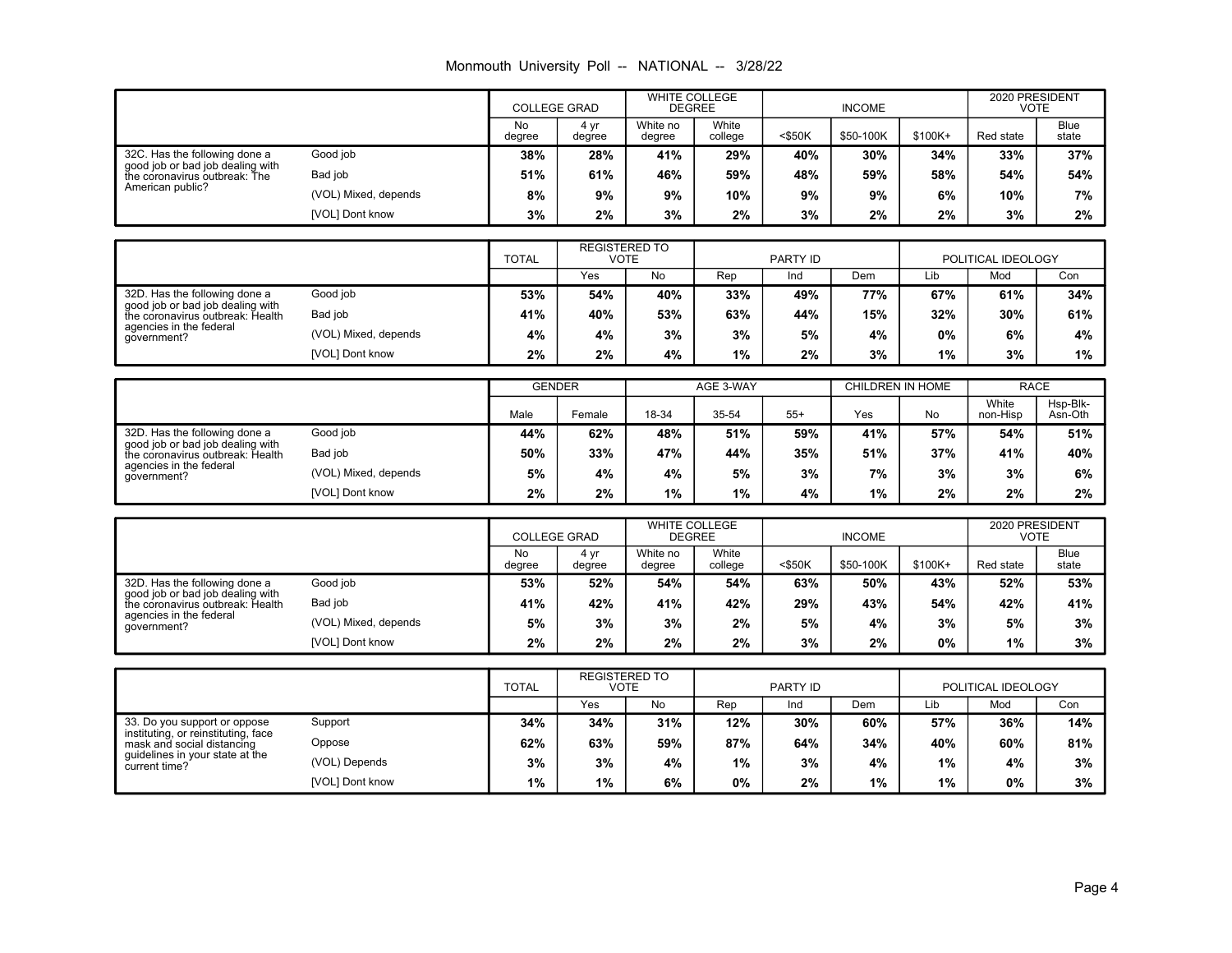Monmouth University Poll -- NATIONAL -- 3/28/22

| | | COLLEGE GRAD | | WHITE COLLEGE DEGREE | | INCOME | | | 2020 PRESIDENT VOTE | |
|---|---|---|---|---|---|---|---|---|---|---|
| | | No degree | 4 yr degree | White no degree | White college | <$50K | $50-100K | $100K+ | Red state | Blue state |
| 32C. Has the following done a good job or bad job dealing with the coronavirus outbreak: The American public? | Good job | 38% | 28% | 41% | 29% | 40% | 30% | 34% | 33% | 37% |
| | Bad job | 51% | 61% | 46% | 59% | 48% | 59% | 58% | 54% | 54% |
| | (VOL) Mixed, depends | 8% | 9% | 9% | 10% | 9% | 9% | 6% | 10% | 7% |
| | [VOL] Dont know | 3% | 2% | 3% | 2% | 3% | 2% | 2% | 3% | 2% |

| | | TOTAL | REGISTERED TO VOTE | | PARTY ID | | | POLITICAL IDEOLOGY | | |
|---|---|---|---|---|---|---|---|---|---|---|
| | | | Yes | No | Rep | Ind | Dem | Lib | Mod | Con |
| 32D. Has the following done a good job or bad job dealing with the coronavirus outbreak: Health agencies in the federal government? | Good job | 53% | 54% | 40% | 33% | 49% | 77% | 67% | 61% | 34% |
| | Bad job | 41% | 40% | 53% | 63% | 44% | 15% | 32% | 30% | 61% |
| | (VOL) Mixed, depends | 4% | 4% | 3% | 3% | 5% | 4% | 0% | 6% | 4% |
| | [VOL] Dont know | 2% | 2% | 4% | 1% | 2% | 3% | 1% | 3% | 1% |

| | | GENDER | | AGE 3-WAY | | | CHILDREN IN HOME | | RACE | |
|---|---|---|---|---|---|---|---|---|---|---|
| | | Male | Female | 18-34 | 35-54 | 55+ | Yes | No | White non-Hisp | Hsp-Blk-Asn-Oth |
| 32D. Has the following done a good job or bad job dealing with the coronavirus outbreak: Health agencies in the federal government? | Good job | 44% | 62% | 48% | 51% | 59% | 41% | 57% | 54% | 51% |
| | Bad job | 50% | 33% | 47% | 44% | 35% | 51% | 37% | 41% | 40% |
| | (VOL) Mixed, depends | 5% | 4% | 4% | 5% | 3% | 7% | 3% | 3% | 6% |
| | [VOL] Dont know | 2% | 2% | 1% | 1% | 4% | 1% | 2% | 2% | 2% |

| | | COLLEGE GRAD | | WHITE COLLEGE DEGREE | | INCOME | | | 2020 PRESIDENT VOTE | |
|---|---|---|---|---|---|---|---|---|---|---|
| | | No degree | 4 yr degree | White no degree | White college | <$50K | $50-100K | $100K+ | Red state | Blue state |
| 32D. Has the following done a good job or bad job dealing with the coronavirus outbreak: Health agencies in the federal government? | Good job | 53% | 52% | 54% | 54% | 63% | 50% | 43% | 52% | 53% |
| | Bad job | 41% | 42% | 41% | 42% | 29% | 43% | 54% | 42% | 41% |
| | (VOL) Mixed, depends | 5% | 3% | 3% | 2% | 5% | 4% | 3% | 5% | 3% |
| | [VOL] Dont know | 2% | 2% | 2% | 2% | 3% | 2% | 0% | 1% | 3% |

| | | TOTAL | REGISTERED TO VOTE | | PARTY ID | | | POLITICAL IDEOLOGY | | |
|---|---|---|---|---|---|---|---|---|---|---|
| | | | Yes | No | Rep | Ind | Dem | Lib | Mod | Con |
| 33. Do you support or oppose instituting, or reinstituting, face mask and social distancing guidelines in your state at the current time? | Support | 34% | 34% | 31% | 12% | 30% | 60% | 57% | 36% | 14% |
| | Oppose | 62% | 63% | 59% | 87% | 64% | 34% | 40% | 60% | 81% |
| | (VOL) Depends | 3% | 3% | 4% | 1% | 3% | 4% | 1% | 4% | 3% |
| | [VOL] Dont know | 1% | 1% | 6% | 0% | 2% | 1% | 1% | 0% | 3% |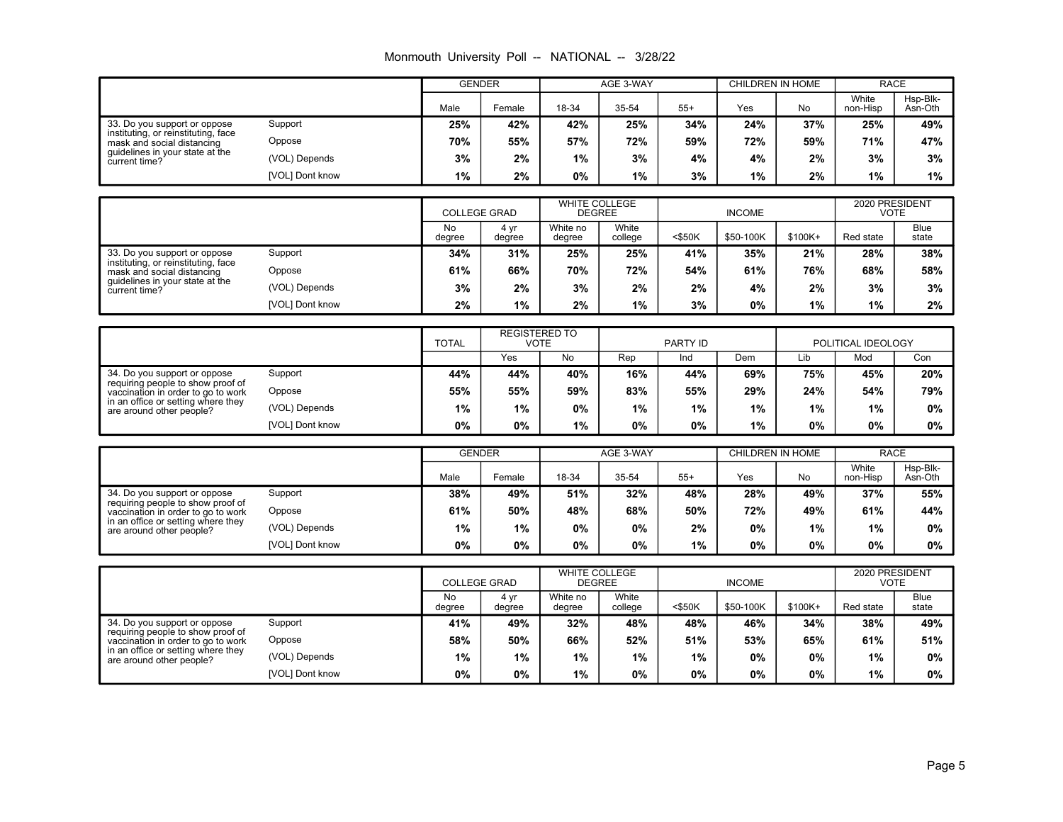Monmouth University Poll -- NATIONAL -- 3/28/22

| | | GENDER | | AGE 3-WAY | | | CHILDREN IN HOME | | RACE | |
|---|---|---|---|---|---|---|---|---|---|---|
| | | Male | Female | 18-34 | 35-54 | 55+ | Yes | No | White non-Hisp | Hsp-Blk-Asn-Oth |
| 33. Do you support or oppose instituting, or reinstituting, face mask and social distancing guidelines in your state at the current time? | Support | 25% | 42% | 42% | 25% | 34% | 24% | 37% | 25% | 49% |
| | Oppose | 70% | 55% | 57% | 72% | 59% | 72% | 59% | 71% | 47% |
| | (VOL) Depends | 3% | 2% | 1% | 3% | 4% | 4% | 2% | 3% | 3% |
| | [VOL] Dont know | 1% | 2% | 0% | 1% | 3% | 1% | 2% | 1% | 1% |

| | | COLLEGE GRAD | | WHITE COLLEGE DEGREE | | INCOME | | | 2020 PRESIDENT VOTE | |
|---|---|---|---|---|---|---|---|---|---|---|
| | | No degree | 4 yr degree | White no degree | White college | <$50K | $50-100K | $100K+ | Red state | Blue state |
| 33. Do you support or oppose instituting, or reinstituting, face mask and social distancing guidelines in your state at the current time? | Support | 34% | 31% | 25% | 25% | 41% | 35% | 21% | 28% | 38% |
| | Oppose | 61% | 66% | 70% | 72% | 54% | 61% | 76% | 68% | 58% |
| | (VOL) Depends | 3% | 2% | 3% | 2% | 2% | 4% | 2% | 3% | 3% |
| | [VOL] Dont know | 2% | 1% | 2% | 1% | 3% | 0% | 1% | 1% | 2% |

| | | TOTAL | REGISTERED TO VOTE | | PARTY ID | | | POLITICAL IDEOLOGY | | |
|---|---|---|---|---|---|---|---|---|---|---|
| | | | Yes | No | Rep | Ind | Dem | Lib | Mod | Con |
| 34. Do you support or oppose requiring people to show proof of vaccination in order to go to work in an office or setting where they are around other people? | Support | 44% | 44% | 40% | 16% | 44% | 69% | 75% | 45% | 20% |
| | Oppose | 55% | 55% | 59% | 83% | 55% | 29% | 24% | 54% | 79% |
| | (VOL) Depends | 1% | 1% | 0% | 1% | 1% | 1% | 1% | 1% | 0% |
| | [VOL] Dont know | 0% | 0% | 1% | 0% | 0% | 1% | 0% | 0% | 0% |

| | | GENDER | | AGE 3-WAY | | | CHILDREN IN HOME | | RACE | |
|---|---|---|---|---|---|---|---|---|---|---|
| | | Male | Female | 18-34 | 35-54 | 55+ | Yes | No | White non-Hisp | Hsp-Blk-Asn-Oth |
| 34. Do you support or oppose requiring people to show proof of vaccination in order to go to work in an office or setting where they are around other people? | Support | 38% | 49% | 51% | 32% | 48% | 28% | 49% | 37% | 55% |
| | Oppose | 61% | 50% | 48% | 68% | 50% | 72% | 49% | 61% | 44% |
| | (VOL) Depends | 1% | 1% | 0% | 0% | 2% | 0% | 1% | 1% | 0% |
| | [VOL] Dont know | 0% | 0% | 0% | 0% | 1% | 0% | 0% | 0% | 0% |

| | | COLLEGE GRAD | | WHITE COLLEGE DEGREE | | INCOME | | | 2020 PRESIDENT VOTE | |
|---|---|---|---|---|---|---|---|---|---|---|
| | | No degree | 4 yr degree | White no degree | White college | <$50K | $50-100K | $100K+ | Red state | Blue state |
| 34. Do you support or oppose requiring people to show proof of vaccination in order to go to work in an office or setting where they are around other people? | Support | 41% | 49% | 32% | 48% | 48% | 46% | 34% | 38% | 49% |
| | Oppose | 58% | 50% | 66% | 52% | 51% | 53% | 65% | 61% | 51% |
| | (VOL) Depends | 1% | 1% | 1% | 1% | 1% | 0% | 0% | 1% | 0% |
| | [VOL] Dont know | 0% | 0% | 1% | 0% | 0% | 0% | 0% | 1% | 0% |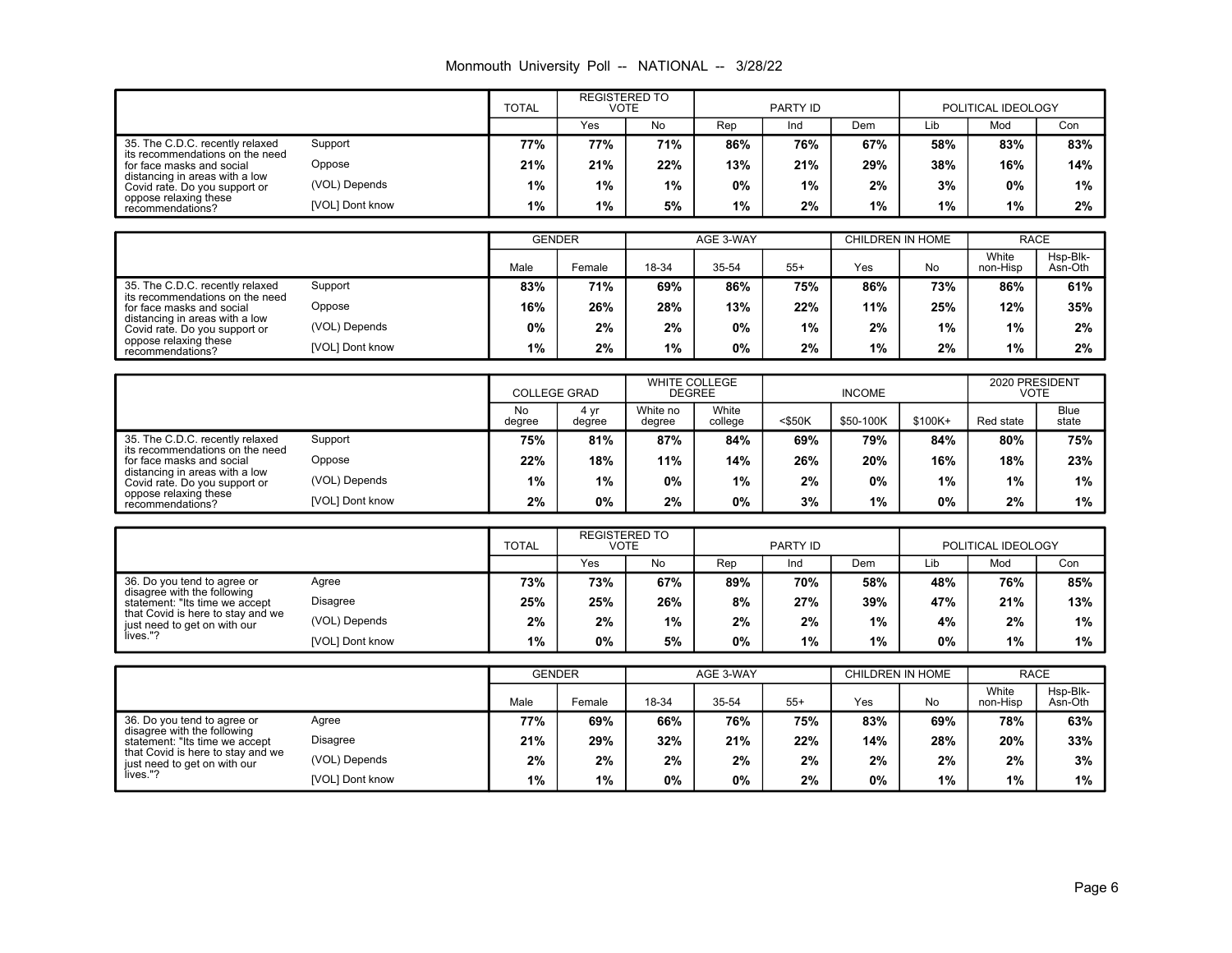Monmouth University Poll -- NATIONAL -- 3/28/22

| | | TOTAL | REGISTERED TO VOTE | | PARTY ID | | | POLITICAL IDEOLOGY | | |
|---|---|---|---|---|---|---|---|---|---|---|
| | | | Yes | No | Rep | Ind | Dem | Lib | Mod | Con |
| 35. The C.D.C. recently relaxed its recommendations on the need for face masks and social distancing in areas with a low Covid rate. Do you support or oppose relaxing these recommendations? | Support | **77%** | **77%** | **71%** | **86%** | **76%** | **67%** | **58%** | **83%** | **83%** |
| | Oppose | **21%** | **21%** | **22%** | **13%** | **21%** | **29%** | **38%** | **16%** | **14%** |
| | (VOL) Depends | **1%** | **1%** | **1%** | **0%** | **1%** | **2%** | **3%** | **0%** | **1%** |
| | [VOL] Dont know | **1%** | **1%** | **5%** | **1%** | **2%** | **1%** | **1%** | **1%** | **2%** |

| | | GENDER | | AGE 3-WAY | | | CHILDREN IN HOME | | RACE | |
|---|---|---|---|---|---|---|---|---|---|---|
| | | Male | Female | 18-34 | 35-54 | 55+ | Yes | No | White non-Hisp | Hsp-Blk-Asn-Oth |
| 35. The C.D.C. recently relaxed its recommendations on the need for face masks and social distancing in areas with a low Covid rate. Do you support or oppose relaxing these recommendations? | Support | **83%** | **71%** | **69%** | **86%** | **75%** | **86%** | **73%** | **86%** | **61%** |
| | Oppose | **16%** | **26%** | **28%** | **13%** | **22%** | **11%** | **25%** | **12%** | **35%** |
| | (VOL) Depends | **0%** | **2%** | **2%** | **0%** | **1%** | **2%** | **1%** | **1%** | **2%** |
| | [VOL] Dont know | **1%** | **2%** | **1%** | **0%** | **2%** | **1%** | **2%** | **1%** | **2%** |

| | | COLLEGE GRAD | | WHITE COLLEGE DEGREE | | INCOME | | | 2020 PRESIDENT VOTE | |
|---|---|---|---|---|---|---|---|---|---|---|
| | | No degree | 4 yr degree | White no degree | White college | <$50K | $50-100K | $100K+ | Red state | Blue state |
| 35. The C.D.C. recently relaxed its recommendations on the need for face masks and social distancing in areas with a low Covid rate. Do you support or oppose relaxing these recommendations? | Support | **75%** | **81%** | **87%** | **84%** | **69%** | **79%** | **84%** | **80%** | **75%** |
| | Oppose | **22%** | **18%** | **11%** | **14%** | **26%** | **20%** | **16%** | **18%** | **23%** |
| | (VOL) Depends | **1%** | **1%** | **0%** | **1%** | **2%** | **0%** | **1%** | **1%** | **1%** |
| | [VOL] Dont know | **2%** | **0%** | **2%** | **0%** | **3%** | **1%** | **0%** | **2%** | **1%** |

| | | TOTAL | REGISTERED TO VOTE | | PARTY ID | | | POLITICAL IDEOLOGY | | |
|---|---|---|---|---|---|---|---|---|---|---|
| | | | Yes | No | Rep | Ind | Dem | Lib | Mod | Con |
| 36. Do you tend to agree or disagree with the following statement: "Its time we accept that Covid is here to stay and we just need to get on with our lives."? | Agree | **73%** | **73%** | **67%** | **89%** | **70%** | **58%** | **48%** | **76%** | **85%** |
| | Disagree | **25%** | **25%** | **26%** | **8%** | **27%** | **39%** | **47%** | **21%** | **13%** |
| | (VOL) Depends | **2%** | **2%** | **1%** | **2%** | **2%** | **1%** | **4%** | **2%** | **1%** |
| | [VOL] Dont know | **1%** | **0%** | **5%** | **0%** | **1%** | **1%** | **0%** | **1%** | **1%** |

| | | GENDER | | AGE 3-WAY | | | CHILDREN IN HOME | | RACE | |
|---|---|---|---|---|---|---|---|---|---|---|
| | | Male | Female | 18-34 | 35-54 | 55+ | Yes | No | White non-Hisp | Hsp-Blk-Asn-Oth |
| 36. Do you tend to agree or disagree with the following statement: "Its time we accept that Covid is here to stay and we just need to get on with our lives."? | Agree | **77%** | **69%** | **66%** | **76%** | **75%** | **83%** | **69%** | **78%** | **63%** |
| | Disagree | **21%** | **29%** | **32%** | **21%** | **22%** | **14%** | **28%** | **20%** | **33%** |
| | (VOL) Depends | **2%** | **2%** | **2%** | **2%** | **2%** | **2%** | **2%** | **2%** | **3%** |
| | [VOL] Dont know | **1%** | **1%** | **0%** | **0%** | **2%** | **0%** | **1%** | **1%** | **1%** |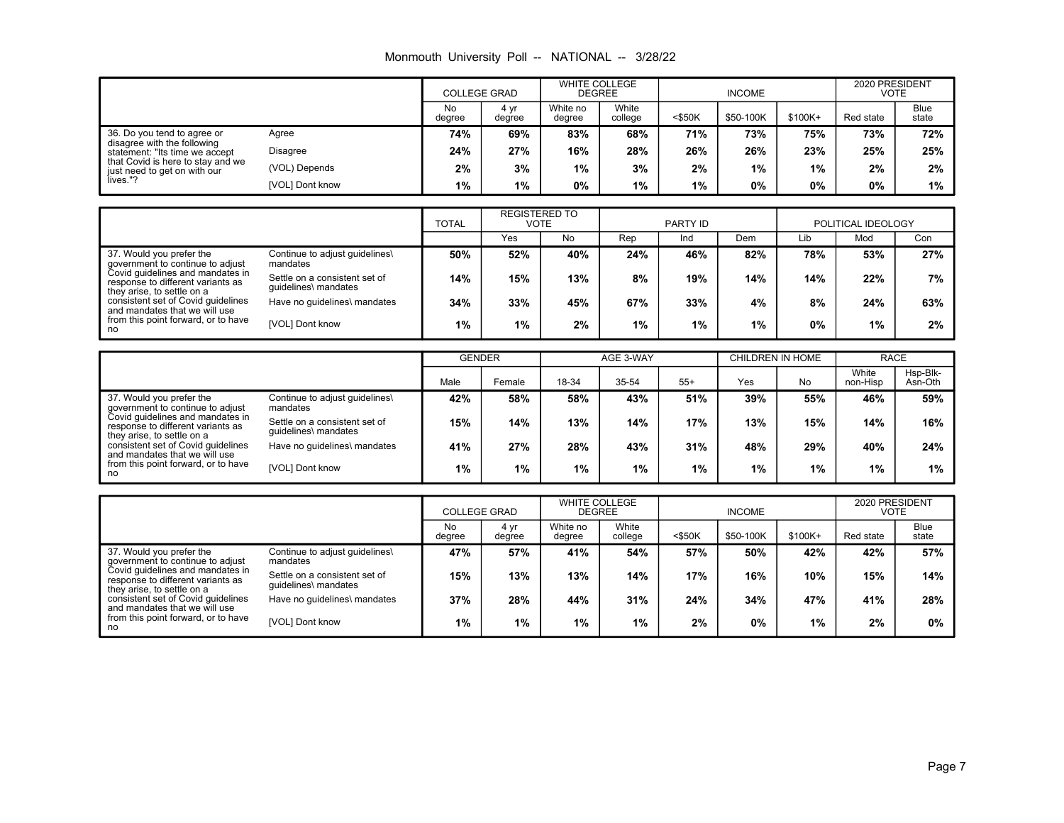| | | COLLEGE GRAD | | WHITE COLLEGE DEGREE | | INCOME | | | 2020 PRESIDENT VOTE | |
|---|---|---|---|---|---|---|---|---|---|---|
| | | No degree | 4 yr degree | White no degree | White college | <$50K | $50-100K | $100K+ | Red state | Blue state |
| 36. Do you tend to agree or disagree with the following statement: "Its time we accept that Covid is here to stay and we just need to get on with our lives."? | Agree | 74% | 69% | 83% | 68% | 71% | 73% | 75% | 73% | 72% |
| | Disagree | 24% | 27% | 16% | 28% | 26% | 26% | 23% | 25% | 25% |
| | (VOL) Depends | 2% | 3% | 1% | 3% | 2% | 1% | 1% | 2% | 2% |
| | [VOL] Dont know | 1% | 1% | 0% | 1% | 1% | 0% | 0% | 0% | 1% |

| | | TOTAL | REGISTERED TO VOTE | | PARTY ID | | | POLITICAL IDEOLOGY | | |
|---|---|---|---|---|---|---|---|---|---|---|
| | | | Yes | No | Rep | Ind | Dem | Lib | Mod | Con |
| 37. Would you prefer the government to continue to adjust Covid guidelines and mandates in response to different variants as they arise, to settle on a consistent set of Covid guidelines and mandates that we will use from this point forward, or to have no | Continue to adjust guidelines\ mandates | 50% | 52% | 40% | 24% | 46% | 82% | 78% | 53% | 27% |
| | Settle on a consistent set of guidelines\ mandates | 14% | 15% | 13% | 8% | 19% | 14% | 14% | 22% | 7% |
| | Have no guidelines\ mandates | 34% | 33% | 45% | 67% | 33% | 4% | 8% | 24% | 63% |
| | [VOL] Dont know | 1% | 1% | 2% | 1% | 1% | 1% | 0% | 1% | 2% |

| | | GENDER | | AGE 3-WAY | | | CHILDREN IN HOME | | RACE | |
|---|---|---|---|---|---|---|---|---|---|---|
| | | Male | Female | 18-34 | 35-54 | 55+ | Yes | No | White non-Hisp | Hsp-Blk-Asn-Oth |
| 37. Would you prefer the government to continue to adjust Covid guidelines and mandates in response to different variants as they arise, to settle on a consistent set of Covid guidelines and mandates that we will use from this point forward, or to have no | Continue to adjust guidelines\ mandates | 42% | 58% | 58% | 43% | 51% | 39% | 55% | 46% | 59% |
| | Settle on a consistent set of guidelines\ mandates | 15% | 14% | 13% | 14% | 17% | 13% | 15% | 14% | 16% |
| | Have no guidelines\ mandates | 41% | 27% | 28% | 43% | 31% | 48% | 29% | 40% | 24% |
| | [VOL] Dont know | 1% | 1% | 1% | 1% | 1% | 1% | 1% | 1% | 1% |

| | | COLLEGE GRAD | | WHITE COLLEGE DEGREE | | INCOME | | | 2020 PRESIDENT VOTE | |
|---|---|---|---|---|---|---|---|---|---|---|
| | | No degree | 4 yr degree | White no degree | White college | <$50K | $50-100K | $100K+ | Red state | Blue state |
| 37. Would you prefer the government to continue to adjust Covid guidelines and mandates in response to different variants as they arise, to settle on a consistent set of Covid guidelines and mandates that we will use from this point forward, or to have no | Continue to adjust guidelines\ mandates | 47% | 57% | 41% | 54% | 57% | 50% | 42% | 42% | 57% |
| | Settle on a consistent set of guidelines\ mandates | 15% | 13% | 13% | 14% | 17% | 16% | 10% | 15% | 14% |
| | Have no guidelines\ mandates | 37% | 28% | 44% | 31% | 24% | 34% | 47% | 41% | 28% |
| | [VOL] Dont know | 1% | 1% | 1% | 1% | 2% | 0% | 1% | 2% | 0% |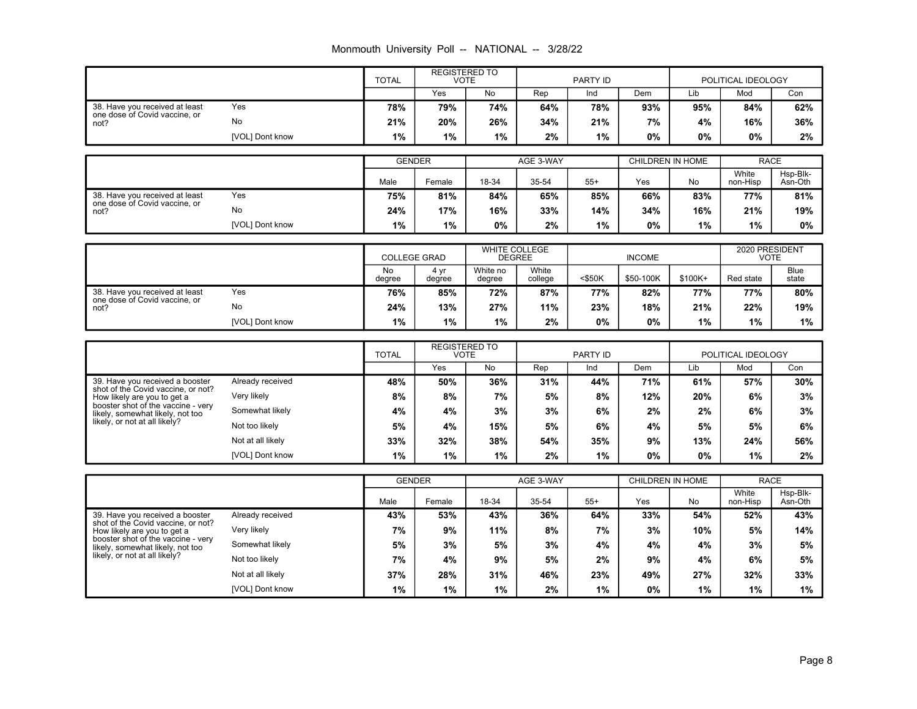| | | TOTAL | REGISTERED TO VOTE | | PARTY ID | | | POLITICAL IDEOLOGY | | |
|---|---|---|---|---|---|---|---|---|---|---|
| | | | Yes | No | Rep | Ind | Dem | Lib | Mod | Con |
| 38. Have you received at least one dose of Covid vaccine, or not? | Yes | 78% | 79% | 74% | 64% | 78% | 93% | 95% | 84% | 62% |
| | No | 21% | 20% | 26% | 34% | 21% | 7% | 4% | 16% | 36% |
| | [VOL] Dont know | 1% | 1% | 1% | 2% | 1% | 0% | 0% | 0% | 2% |

| | | GENDER | | AGE 3-WAY | | | CHILDREN IN HOME | | RACE | |
|---|---|---|---|---|---|---|---|---|---|---|
| | | Male | Female | 18-34 | 35-54 | 55+ | Yes | No | White non-Hisp | Hsp-Blk-Asn-Oth |
| 38. Have you received at least one dose of Covid vaccine, or not? | Yes | 75% | 81% | 84% | 65% | 85% | 66% | 83% | 77% | 81% |
| | No | 24% | 17% | 16% | 33% | 14% | 34% | 16% | 21% | 19% |
| | [VOL] Dont know | 1% | 1% | 0% | 2% | 1% | 0% | 1% | 1% | 0% |

| | | COLLEGE GRAD | | WHITE COLLEGE DEGREE | | INCOME | | | 2020 PRESIDENT VOTE | |
|---|---|---|---|---|---|---|---|---|---|---|
| | | No degree | 4 yr degree | White no degree | White college | <$50K | $50-100K | $100K+ | Red state | Blue state |
| 38. Have you received at least one dose of Covid vaccine, or not? | Yes | 76% | 85% | 72% | 87% | 77% | 82% | 77% | 77% | 80% |
| | No | 24% | 13% | 27% | 11% | 23% | 18% | 21% | 22% | 19% |
| | [VOL] Dont know | 1% | 1% | 1% | 2% | 0% | 0% | 1% | 1% | 1% |

| | | TOTAL | REGISTERED TO VOTE | | PARTY ID | | | POLITICAL IDEOLOGY | | |
|---|---|---|---|---|---|---|---|---|---|---|
| | | | Yes | No | Rep | Ind | Dem | Lib | Mod | Con |
| 39. Have you received a booster shot of the Covid vaccine, or not? How likely are you to get a booster shot of the vaccine - very likely, somewhat likely, not too likely, or not at all likely? | Already received | 48% | 50% | 36% | 31% | 44% | 71% | 61% | 57% | 30% |
| | Very likely | 8% | 8% | 7% | 5% | 8% | 12% | 20% | 6% | 3% |
| | Somewhat likely | 4% | 4% | 3% | 3% | 6% | 2% | 2% | 6% | 3% |
| | Not too likely | 5% | 4% | 15% | 5% | 6% | 4% | 5% | 5% | 6% |
| | Not at all likely | 33% | 32% | 38% | 54% | 35% | 9% | 13% | 24% | 56% |
| | [VOL] Dont know | 1% | 1% | 1% | 2% | 1% | 0% | 0% | 1% | 2% |

| | | GENDER | | AGE 3-WAY | | | CHILDREN IN HOME | | RACE | |
|---|---|---|---|---|---|---|---|---|---|---|
| | | Male | Female | 18-34 | 35-54 | 55+ | Yes | No | White non-Hisp | Hsp-Blk-Asn-Oth |
| 39. Have you received a booster shot of the Covid vaccine, or not? How likely are you to get a booster shot of the vaccine - very likely, somewhat likely, not too likely, or not at all likely? | Already received | 43% | 53% | 43% | 36% | 64% | 33% | 54% | 52% | 43% |
| | Very likely | 7% | 9% | 11% | 8% | 7% | 3% | 10% | 5% | 14% |
| | Somewhat likely | 5% | 3% | 5% | 3% | 4% | 4% | 4% | 3% | 5% |
| | Not too likely | 7% | 4% | 9% | 5% | 2% | 9% | 4% | 6% | 5% |
| | Not at all likely | 37% | 28% | 31% | 46% | 23% | 49% | 27% | 32% | 33% |
| | [VOL] Dont know | 1% | 1% | 1% | 2% | 1% | 0% | 1% | 1% | 1% |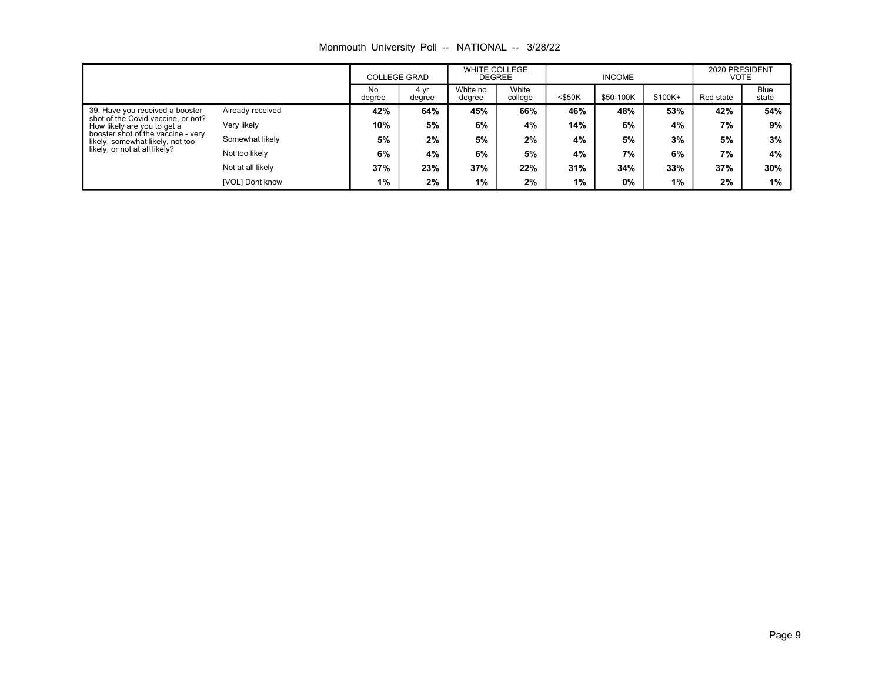Monmouth University Poll -- NATIONAL -- 3/28/22

| | | COLLEGE GRAD | | WHITE COLLEGE DEGREE | | INCOME | | | 2020 PRESIDENT VOTE | |
|---|---|---|---|---|---|---|---|---|---|---|
| | | No degree | 4 yr degree | White no degree | White college | <$50K | $50-100K | $100K+ | Red state | Blue state |
| 39. Have you received a booster shot of the Covid vaccine, or not? How likely are you to get a booster shot of the vaccine - very likely, somewhat likely, not too likely, or not at all likely? | Already received | 42% | 64% | 45% | 66% | 46% | 48% | 53% | 42% | 54% |
| | Very likely | 10% | 5% | 6% | 4% | 14% | 6% | 4% | 7% | 9% |
| | Somewhat likely | 5% | 2% | 5% | 2% | 4% | 5% | 3% | 5% | 3% |
| | Not too likely | 6% | 4% | 6% | 5% | 4% | 7% | 6% | 7% | 4% |
| | Not at all likely | 37% | 23% | 37% | 22% | 31% | 34% | 33% | 37% | 30% |
| | [VOL] Dont know | 1% | 2% | 1% | 2% | 1% | 0% | 1% | 2% | 1% |